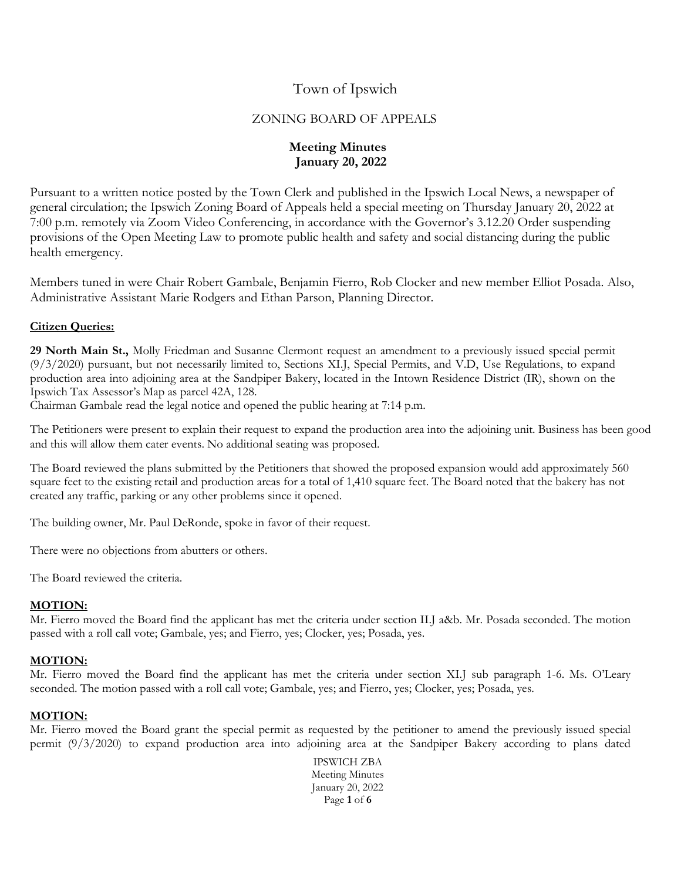# Town of Ipswich

## ZONING BOARD OF APPEALS

**Meeting Minutes**
**January 20, 2022**

Pursuant to a written notice posted by the Town Clerk and published in the Ipswich Local News, a newspaper of general circulation; the Ipswich Zoning Board of Appeals held a special meeting on Thursday January 20, 2022 at 7:00 p.m. remotely via Zoom Video Conferencing, in accordance with the Governor's 3.12.20 Order suspending provisions of the Open Meeting Law to promote public health and safety and social distancing during the public health emergency.

Members tuned in were Chair Robert Gambale, Benjamin Fierro, Rob Clocker and new member Elliot Posada. Also, Administrative Assistant Marie Rodgers and Ethan Parson, Planning Director.

**Citizen Queries:**

**29 North Main St.,** Molly Friedman and Susanne Clermont request an amendment to a previously issued special permit (9/3/2020) pursuant, but not necessarily limited to, Sections XI.J, Special Permits, and V.D, Use Regulations, to expand production area into adjoining area at the Sandpiper Bakery, located in the Intown Residence District (IR), shown on the Ipswich Tax Assessor's Map as parcel 42A, 128.
Chairman Gambale read the legal notice and opened the public hearing at 7:14 p.m.

The Petitioners were present to explain their request to expand the production area into the adjoining unit. Business has been good and this will allow them cater events. No additional seating was proposed.

The Board reviewed the plans submitted by the Petitioners that showed the proposed expansion would add approximately 560 square feet to the existing retail and production areas for a total of 1,410 square feet. The Board noted that the bakery has not created any traffic, parking or any other problems since it opened.

The building owner, Mr. Paul DeRonde, spoke in favor of their request.

There were no objections from abutters or others.

The Board reviewed the criteria.

**MOTION:**
Mr. Fierro moved the Board find the applicant has met the criteria under section II.J a&b. Mr. Posada seconded. The motion passed with a roll call vote; Gambale, yes; and Fierro, yes; Clocker, yes; Posada, yes.

**MOTION:**
Mr. Fierro moved the Board find the applicant has met the criteria under section XI.J sub paragraph 1-6. Ms. O'Leary seconded. The motion passed with a roll call vote; Gambale, yes; and Fierro, yes; Clocker, yes; Posada, yes.

**MOTION:**
Mr. Fierro moved the Board grant the special permit as requested by the petitioner to amend the previously issued special permit (9/3/2020) to expand production area into adjoining area at the Sandpiper Bakery according to plans dated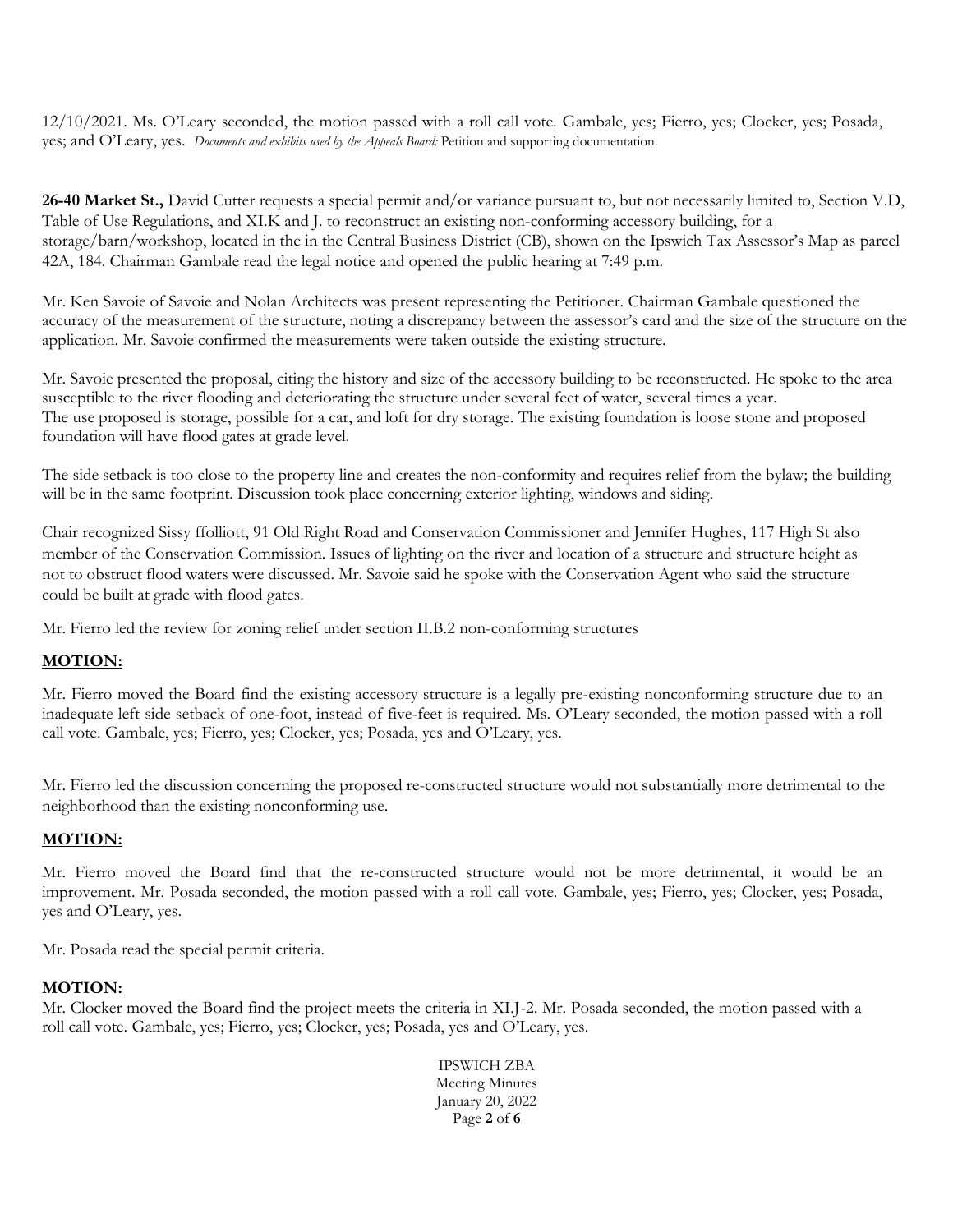12/10/2021. Ms. O'Leary seconded, the motion passed with a roll call vote. Gambale, yes; Fierro, yes; Clocker, yes; Posada, yes; and O'Leary, yes. *Documents and exhibits used by the Appeals Board:* Petition and supporting documentation.

**26-40 Market St.,** David Cutter requests a special permit and/or variance pursuant to, but not necessarily limited to, Section V.D, Table of Use Regulations, and XI.K and J. to reconstruct an existing non-conforming accessory building, for a storage/barn/workshop, located in the in the Central Business District (CB), shown on the Ipswich Tax Assessor's Map as parcel 42A, 184. Chairman Gambale read the legal notice and opened the public hearing at 7:49 p.m.

Mr. Ken Savoie of Savoie and Nolan Architects was present representing the Petitioner. Chairman Gambale questioned the accuracy of the measurement of the structure, noting a discrepancy between the assessor's card and the size of the structure on the application. Mr. Savoie confirmed the measurements were taken outside the existing structure.

Mr. Savoie presented the proposal, citing the history and size of the accessory building to be reconstructed. He spoke to the area susceptible to the river flooding and deteriorating the structure under several feet of water, several times a year. The use proposed is storage, possible for a car, and loft for dry storage. The existing foundation is loose stone and proposed foundation will have flood gates at grade level.

The side setback is too close to the property line and creates the non-conformity and requires relief from the bylaw; the building will be in the same footprint. Discussion took place concerning exterior lighting, windows and siding.

Chair recognized Sissy ffolliott, 91 Old Right Road and Conservation Commissioner and Jennifer Hughes, 117 High St also member of the Conservation Commission. Issues of lighting on the river and location of a structure and structure height as not to obstruct flood waters were discussed. Mr. Savoie said he spoke with the Conservation Agent who said the structure could be built at grade with flood gates.

Mr. Fierro led the review for zoning relief under section II.B.2 non-conforming structures

**MOTION:**

Mr. Fierro moved the Board find the existing accessory structure is a legally pre-existing nonconforming structure due to an inadequate left side setback of one-foot, instead of five-feet is required. Ms. O'Leary seconded, the motion passed with a roll call vote. Gambale, yes; Fierro, yes; Clocker, yes; Posada, yes and O'Leary, yes.

Mr. Fierro led the discussion concerning the proposed re-constructed structure would not substantially more detrimental to the neighborhood than the existing nonconforming use.

**MOTION:**

Mr. Fierro moved the Board find that the re-constructed structure would not be more detrimental, it would be an improvement. Mr. Posada seconded, the motion passed with a roll call vote. Gambale, yes; Fierro, yes; Clocker, yes; Posada, yes and O'Leary, yes.

Mr. Posada read the special permit criteria.

**MOTION:**

Mr. Clocker moved the Board find the project meets the criteria in XI.J-2. Mr. Posada seconded, the motion passed with a roll call vote. Gambale, yes; Fierro, yes; Clocker, yes; Posada, yes and O'Leary, yes.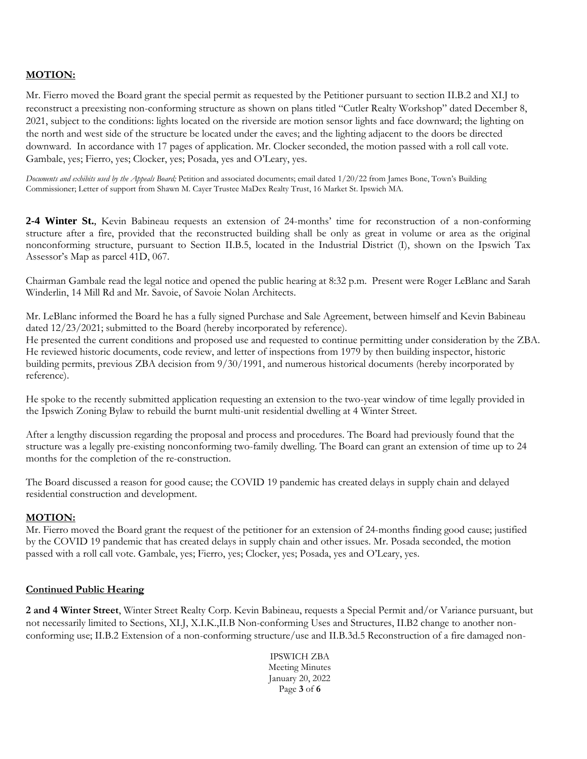**MOTION:**

Mr. Fierro moved the Board grant the special permit as requested by the Petitioner pursuant to section II.B.2 and XI.J to reconstruct a preexisting non-conforming structure as shown on plans titled "Cutler Realty Workshop" dated December 8, 2021, subject to the conditions: lights located on the riverside are motion sensor lights and face downward; the lighting on the north and west side of the structure be located under the eaves; and the lighting adjacent to the doors be directed downward. In accordance with 17 pages of application. Mr. Clocker seconded, the motion passed with a roll call vote. Gambale, yes; Fierro, yes; Clocker, yes; Posada, yes and O'Leary, yes.

*Documents and exhibits used by the Appeals Board;* Petition and associated documents; email dated 1/20/22 from James Bone, Town's Building Commissioner; Letter of support from Shawn M. Cayer Trustee MaDex Realty Trust, 16 Market St. Ipswich MA.

**2-4 Winter St.**, Kevin Babineau requests an extension of 24-months' time for reconstruction of a non-conforming structure after a fire, provided that the reconstructed building shall be only as great in volume or area as the original nonconforming structure, pursuant to Section II.B.5, located in the Industrial District (I), shown on the Ipswich Tax Assessor's Map as parcel 41D, 067.

Chairman Gambale read the legal notice and opened the public hearing at 8:32 p.m. Present were Roger LeBlanc and Sarah Winderlin, 14 Mill Rd and Mr. Savoie, of Savoie Nolan Architects.

Mr. LeBlanc informed the Board he has a fully signed Purchase and Sale Agreement, between himself and Kevin Babineau dated 12/23/2021; submitted to the Board (hereby incorporated by reference).
He presented the current conditions and proposed use and requested to continue permitting under consideration by the ZBA. He reviewed historic documents, code review, and letter of inspections from 1979 by then building inspector, historic building permits, previous ZBA decision from 9/30/1991, and numerous historical documents (hereby incorporated by reference).

He spoke to the recently submitted application requesting an extension to the two-year window of time legally provided in the Ipswich Zoning Bylaw to rebuild the burnt multi-unit residential dwelling at 4 Winter Street.

After a lengthy discussion regarding the proposal and process and procedures. The Board had previously found that the structure was a legally pre-existing nonconforming two-family dwelling. The Board can grant an extension of time up to 24 months for the completion of the re-construction.

The Board discussed a reason for good cause; the COVID 19 pandemic has created delays in supply chain and delayed residential construction and development.

**MOTION:**

Mr. Fierro moved the Board grant the request of the petitioner for an extension of 24-months finding good cause; justified by the COVID 19 pandemic that has created delays in supply chain and other issues. Mr. Posada seconded, the motion passed with a roll call vote. Gambale, yes; Fierro, yes; Clocker, yes; Posada, yes and O'Leary, yes.

**Continued Public Hearing**

**2 and 4 Winter Street**, Winter Street Realty Corp. Kevin Babineau, requests a Special Permit and/or Variance pursuant, but not necessarily limited to Sections, XI.J, X.I.K.,II.B Non-conforming Uses and Structures, II.B2 change to another non-conforming use; II.B.2 Extension of a non-conforming structure/use and II.B.3d.5 Reconstruction of a fire damaged non-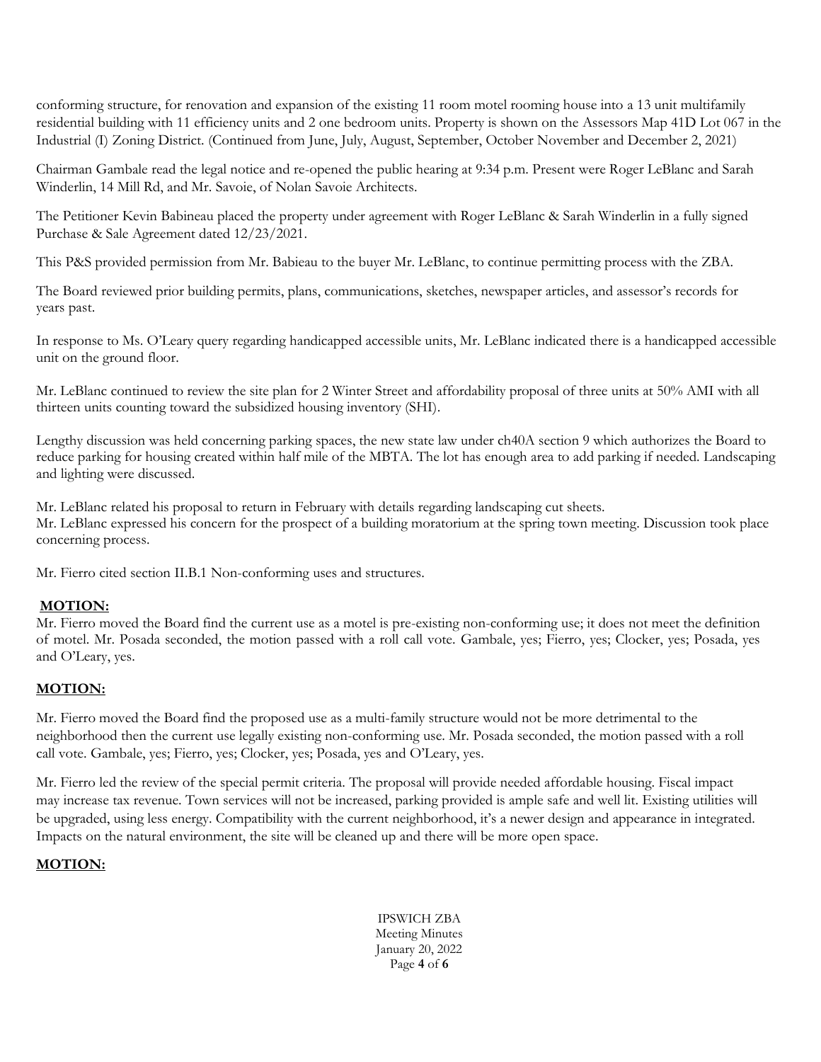conforming structure, for renovation and expansion of the existing 11 room motel rooming house into a 13 unit multifamily residential building with 11 efficiency units and 2 one bedroom units. Property is shown on the Assessors Map 41D Lot 067 in the Industrial (I) Zoning District. (Continued from June, July, August, September, October November and December 2, 2021)

Chairman Gambale read the legal notice and re-opened the public hearing at 9:34 p.m. Present were Roger LeBlanc and Sarah Winderlin, 14 Mill Rd, and Mr. Savoie, of Nolan Savoie Architects.

The Petitioner Kevin Babineau placed the property under agreement with Roger LeBlanc & Sarah Winderlin in a fully signed Purchase & Sale Agreement dated 12/23/2021.

This P&S provided permission from Mr. Babieau to the buyer Mr. LeBlanc, to continue permitting process with the ZBA.

The Board reviewed prior building permits, plans, communications, sketches, newspaper articles, and assessor's records for years past.

In response to Ms. O'Leary query regarding handicapped accessible units, Mr. LeBlanc indicated there is a handicapped accessible unit on the ground floor.

Mr. LeBlanc continued to review the site plan for 2 Winter Street and affordability proposal of three units at 50% AMI with all thirteen units counting toward the subsidized housing inventory (SHI).

Lengthy discussion was held concerning parking spaces, the new state law under ch40A section 9 which authorizes the Board to reduce parking for housing created within half mile of the MBTA. The lot has enough area to add parking if needed. Landscaping and lighting were discussed.

Mr. LeBlanc related his proposal to return in February with details regarding landscaping cut sheets.
Mr. LeBlanc expressed his concern for the prospect of a building moratorium at the spring town meeting. Discussion took place concerning process.

Mr. Fierro cited section II.B.1 Non-conforming uses and structures.

**MOTION:**
Mr. Fierro moved the Board find the current use as a motel is pre-existing non-conforming use; it does not meet the definition of motel. Mr. Posada seconded, the motion passed with a roll call vote. Gambale, yes; Fierro, yes; Clocker, yes; Posada, yes and O'Leary, yes.

**MOTION:**

Mr. Fierro moved the Board find the proposed use as a multi-family structure would not be more detrimental to the neighborhood then the current use legally existing non-conforming use. Mr. Posada seconded, the motion passed with a roll call vote. Gambale, yes; Fierro, yes; Clocker, yes; Posada, yes and O'Leary, yes.

Mr. Fierro led the review of the special permit criteria. The proposal will provide needed affordable housing. Fiscal impact may increase tax revenue. Town services will not be increased, parking provided is ample safe and well lit. Existing utilities will be upgraded, using less energy. Compatibility with the current neighborhood, it's a newer design and appearance in integrated. Impacts on the natural environment, the site will be cleaned up and there will be more open space.

**MOTION:**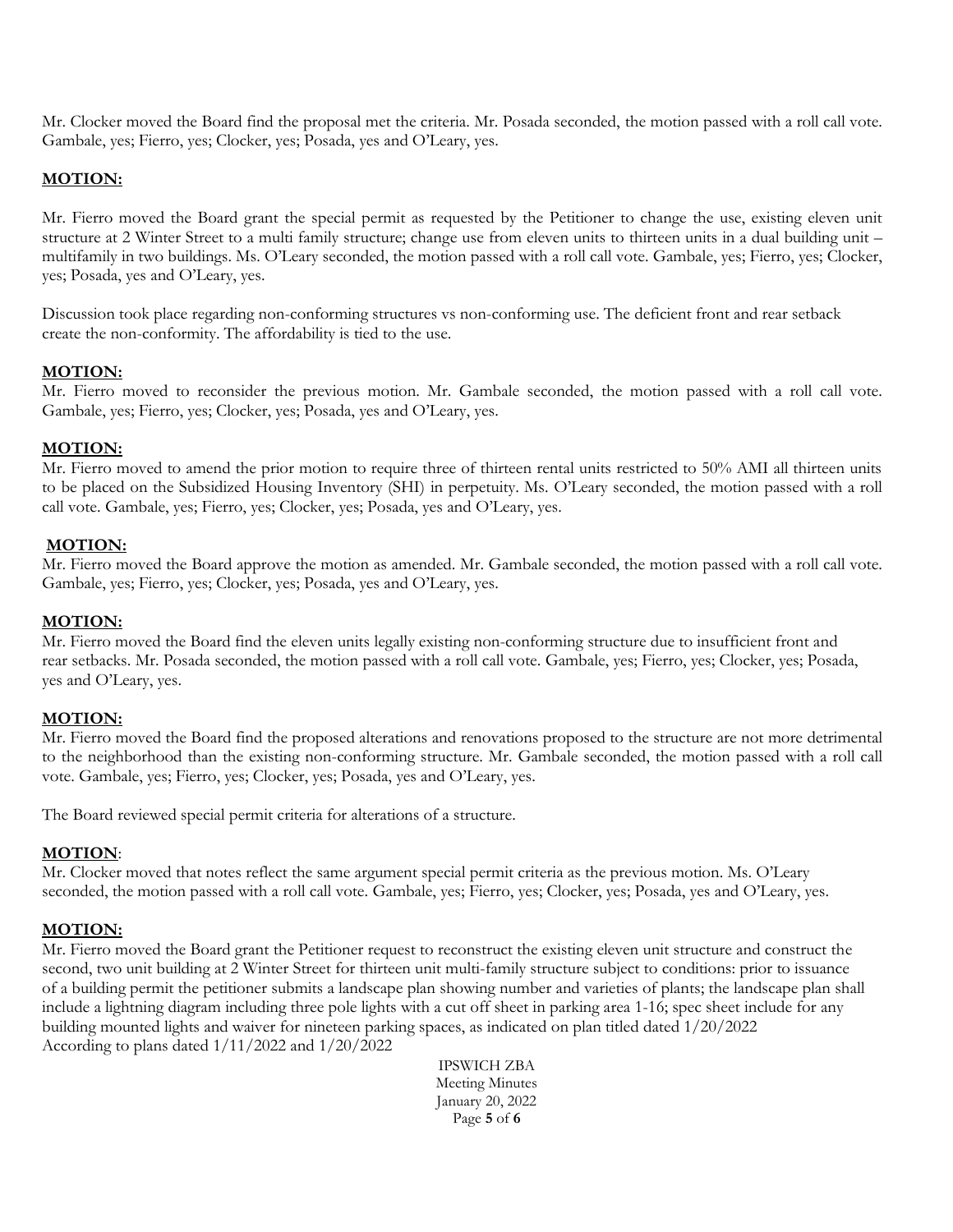Mr. Clocker moved the Board find the proposal met the criteria. Mr. Posada seconded, the motion passed with a roll call vote. Gambale, yes; Fierro, yes; Clocker, yes; Posada, yes and O'Leary, yes.

**MOTION:**

Mr. Fierro moved the Board grant the special permit as requested by the Petitioner to change the use, existing eleven unit structure at 2 Winter Street to a multi family structure; change use from eleven units to thirteen units in a dual building unit – multifamily in two buildings. Ms. O'Leary seconded, the motion passed with a roll call vote. Gambale, yes; Fierro, yes; Clocker, yes; Posada, yes and O'Leary, yes.

Discussion took place regarding non-conforming structures vs non-conforming use. The deficient front and rear setback create the non-conformity. The affordability is tied to the use.

**MOTION:**

Mr. Fierro moved to reconsider the previous motion. Mr. Gambale seconded, the motion passed with a roll call vote. Gambale, yes; Fierro, yes; Clocker, yes; Posada, yes and O'Leary, yes.

**MOTION:**

Mr. Fierro moved to amend the prior motion to require three of thirteen rental units restricted to 50% AMI all thirteen units to be placed on the Subsidized Housing Inventory (SHI) in perpetuity. Ms. O'Leary seconded, the motion passed with a roll call vote. Gambale, yes; Fierro, yes; Clocker, yes; Posada, yes and O'Leary, yes.

**MOTION:**

Mr. Fierro moved the Board approve the motion as amended. Mr. Gambale seconded, the motion passed with a roll call vote. Gambale, yes; Fierro, yes; Clocker, yes; Posada, yes and O'Leary, yes.

**MOTION:**

Mr. Fierro moved the Board find the eleven units legally existing non-conforming structure due to insufficient front and rear setbacks. Mr. Posada seconded, the motion passed with a roll call vote. Gambale, yes; Fierro, yes; Clocker, yes; Posada, yes and O'Leary, yes.

**MOTION:**

Mr. Fierro moved the Board find the proposed alterations and renovations proposed to the structure are not more detrimental to the neighborhood than the existing non-conforming structure. Mr. Gambale seconded, the motion passed with a roll call vote. Gambale, yes; Fierro, yes; Clocker, yes; Posada, yes and O'Leary, yes.

The Board reviewed special permit criteria for alterations of a structure.

**MOTION**:

Mr. Clocker moved that notes reflect the same argument special permit criteria as the previous motion. Ms. O'Leary seconded, the motion passed with a roll call vote. Gambale, yes; Fierro, yes; Clocker, yes; Posada, yes and O'Leary, yes.

**MOTION:**

Mr. Fierro moved the Board grant the Petitioner request to reconstruct the existing eleven unit structure and construct the second, two unit building at 2 Winter Street for thirteen unit multi-family structure subject to conditions: prior to issuance of a building permit the petitioner submits a landscape plan showing number and varieties of plants; the landscape plan shall include a lightning diagram including three pole lights with a cut off sheet in parking area 1-16; spec sheet include for any building mounted lights and waiver for nineteen parking spaces, as indicated on plan titled dated 1/20/2022
According to plans dated 1/11/2022 and 1/20/2022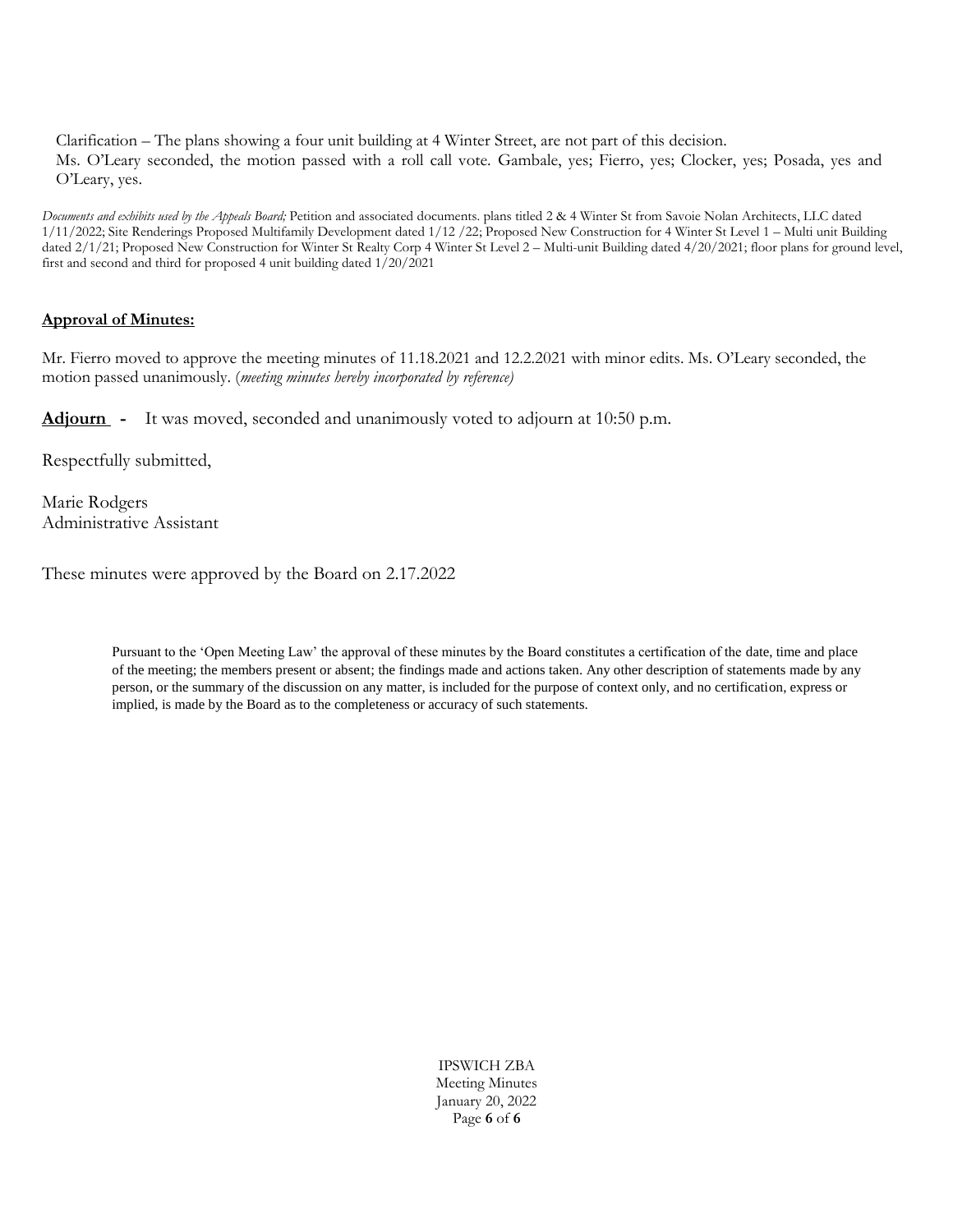Clarification – The plans showing a four unit building at 4 Winter Street, are not part of this decision.
Ms. O'Leary seconded, the motion passed with a roll call vote. Gambale, yes; Fierro, yes; Clocker, yes; Posada, yes and O'Leary, yes.

*Documents and exhibits used by the Appeals Board;* Petition and associated documents. plans titled 2 & 4 Winter St from Savoie Nolan Architects, LLC dated 1/11/2022; Site Renderings Proposed Multifamily Development dated 1/12 /22; Proposed New Construction for 4 Winter St Level 1 – Multi unit Building dated 2/1/21; Proposed New Construction for Winter St Realty Corp 4 Winter St Level 2 – Multi-unit Building dated 4/20/2021; floor plans for ground level, first and second and third for proposed 4 unit building dated 1/20/2021

**Approval of Minutes:**

Mr. Fierro moved to approve the meeting minutes of 11.18.2021 and 12.2.2021 with minor edits. Ms. O'Leary seconded, the motion passed unanimously. (*meeting minutes hereby incorporated by reference*)

**Adjourn -** It was moved, seconded and unanimously voted to adjourn at 10:50 p.m.

Respectfully submitted,

Marie Rodgers
Administrative Assistant

These minutes were approved by the Board on 2.17.2022

Pursuant to the 'Open Meeting Law' the approval of these minutes by the Board constitutes a certification of the date, time and place of the meeting; the members present or absent; the findings made and actions taken. Any other description of statements made by any person, or the summary of the discussion on any matter, is included for the purpose of context only, and no certification, express or implied, is made by the Board as to the completeness or accuracy of such statements.